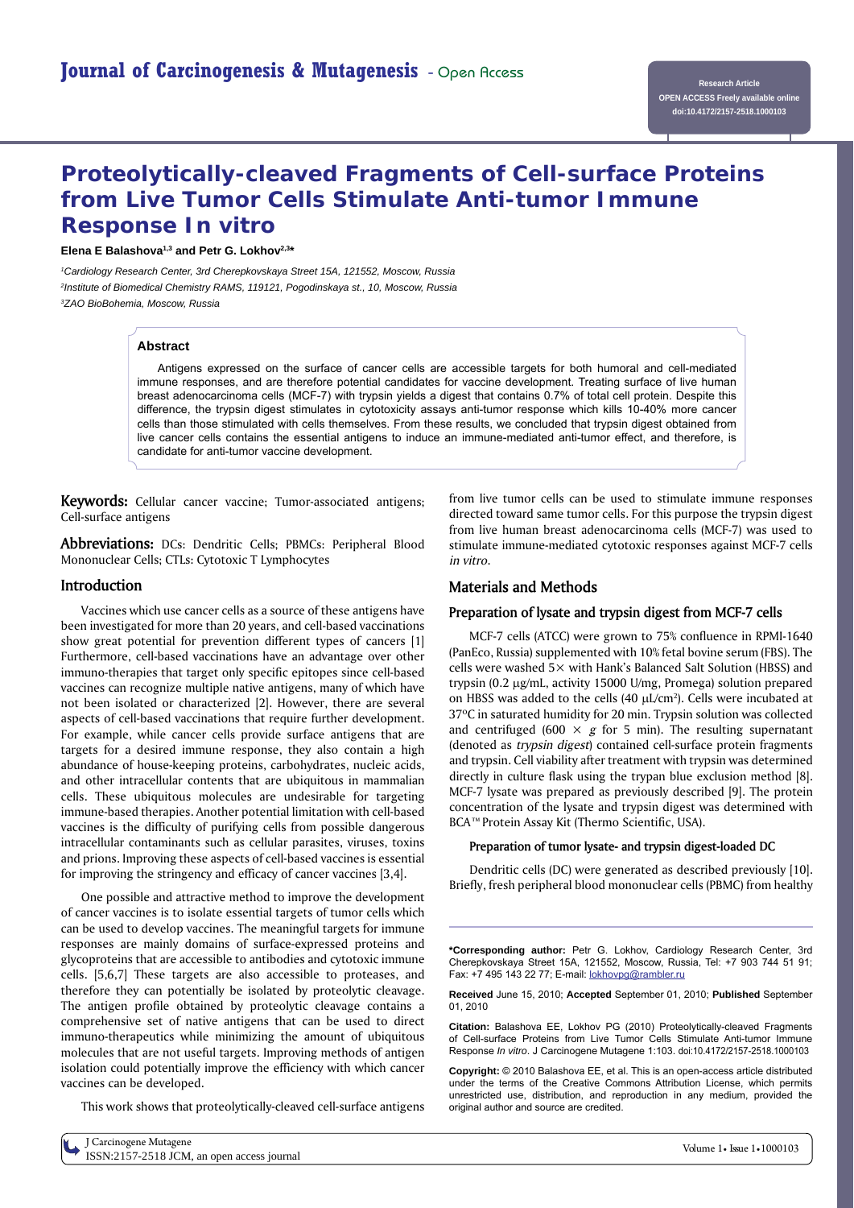# Proteolytically-cleaved Fragments of Cell-surface Proteins from Live Tumor Cells Stimulate Anti-tumor Immune Response In vitro

**Elena E Balashova[1,3] and Petr G. Lokhov[2,3]***

[1]Cardiology Research Center, 3rd Cherepkovskaya Street 15A, 121552, Moscow, Russia
[2]Institute of Biomedical Chemistry RAMS, 119121, Pogodinskaya st., 10, Moscow, Russia
[3]ZAO BioBohemia, Moscow, Russia

Research Article
OPEN ACCESS Freely available online
doi:10.4172/2157-2518.1000103

## Abstract

Antigens expressed on the surface of cancer cells are accessible targets for both humoral and cell-mediated immune responses, and are therefore potential candidates for vaccine development. Treating surface of live human breast adenocarcinoma cells (MCF-7) with trypsin yields a digest that contains 0.7% of total cell protein. Despite this difference, the trypsin digest stimulates in cytotoxicity assays anti-tumor response which kills 10-40% more cancer cells than those stimulated with cells themselves. From these results, we concluded that trypsin digest obtained from live cancer cells contains the essential antigens to induce an immune-mediated anti-tumor effect, and therefore, is candidate for anti-tumor vaccine development.

**Keywords:** Cellular cancer vaccine; Tumor-associated antigens; Cell-surface antigens

**Abbreviations:** DCs: Dendritic Cells; PBMCs: Peripheral Blood Mononuclear Cells; CTLs: Cytotoxic T Lymphocytes

## Introduction

Vaccines which use cancer cells as a source of these antigens have been investigated for more than 20 years, and cell-based vaccinations show great potential for prevention different types of cancers [1] Furthermore, cell-based vaccinations have an advantage over other immuno-therapies that target only specific epitopes since cell-based vaccines can recognize multiple native antigens, many of which have not been isolated or characterized [2]. However, there are several aspects of cell-based vaccinations that require further development. For example, while cancer cells provide surface antigens that are targets for a desired immune response, they also contain a high abundance of house-keeping proteins, carbohydrates, nucleic acids, and other intracellular contents that are ubiquitous in mammalian cells. These ubiquitous molecules are undesirable for targeting immune-based therapies. Another potential limitation with cell-based vaccines is the difficulty of purifying cells from possible dangerous intracellular contaminants such as cellular parasites, viruses, toxins and prions. Improving these aspects of cell-based vaccines is essential for improving the stringency and efficacy of cancer vaccines [3,4].

One possible and attractive method to improve the development of cancer vaccines is to isolate essential targets of tumor cells which can be used to develop vaccines. The meaningful targets for immune responses are mainly domains of surface-expressed proteins and glycoproteins that are accessible to antibodies and cytotoxic immune cells. [5,6,7] These targets are also accessible to proteases, and therefore they can potentially be isolated by proteolytic cleavage. The antigen profile obtained by proteolytic cleavage contains a comprehensive set of native antigens that can be used to direct immuno-therapeutics while minimizing the amount of ubiquitous molecules that are not useful targets. Improving methods of antigen isolation could potentially improve the efficiency with which cancer vaccines can be developed.

This work shows that proteolytically-cleaved cell-surface antigens from live tumor cells can be used to stimulate immune responses directed toward same tumor cells. For this purpose the trypsin digest from live human breast adenocarcinoma cells (MCF-7) was used to stimulate immune-mediated cytotoxic responses against MCF-7 cells *in vitro*.

## Materials and Methods

### Preparation of lysate and trypsin digest from MCF-7 cells

MCF-7 cells (ATCC) were grown to 75% confluence in RPMI-1640 (PanEco, Russia) supplemented with 10% fetal bovine serum (FBS). The cells were washed 5× with Hank's Balanced Salt Solution (HBSS) and trypsin (0.2 μg/mL, activity 15000 U/mg, Promega) solution prepared on HBSS was added to the cells (40 μL/cm$^2$). Cells were incubated at 37°C in saturated humidity for 20 min. Trypsin solution was collected and centrifuged (600 × *g* for 5 min). The resulting supernatant (denoted as *trypsin digest*) contained cell-surface protein fragments and trypsin. Cell viability after treatment with trypsin was determined directly in culture flask using the trypan blue exclusion method [8]. MCF-7 lysate was prepared as previously described [9]. The protein concentration of the lysate and trypsin digest was determined with BCA™ Protein Assay Kit (Thermo Scientific, USA).

### Preparation of tumor lysate- and trypsin digest-loaded DC

Dendritic cells (DC) were generated as described previously [10]. Briefly, fresh peripheral blood mononuclear cells (PBMC) from healthy

---

***Corresponding author:** Petr G. Lokhov, Cardiology Research Center, 3rd Cherepkovskaya Street 15A, 121552, Moscow, Russia, Tel: +7 903 744 51 91; Fax: +7 495 143 22 77; E-mail: lokhovpg@rambler.ru

**Received** June 15, 2010; **Accepted** September 01, 2010; **Published** September 01, 2010

**Citation:** Balashova EE, Lokhov PG (2010) Proteolytically-cleaved Fragments of Cell-surface Proteins from Live Tumor Cells Stimulate Anti-tumor Immune Response *In vitro*. J Carcinogene Mutagene 1:103. doi:10.4172/2157-2518.1000103

**Copyright:** © 2010 Balashova EE, et al. This is an open-access article distributed under the terms of the Creative Commons Attribution License, which permits unrestricted use, distribution, and reproduction in any medium, provided the original author and source are credited.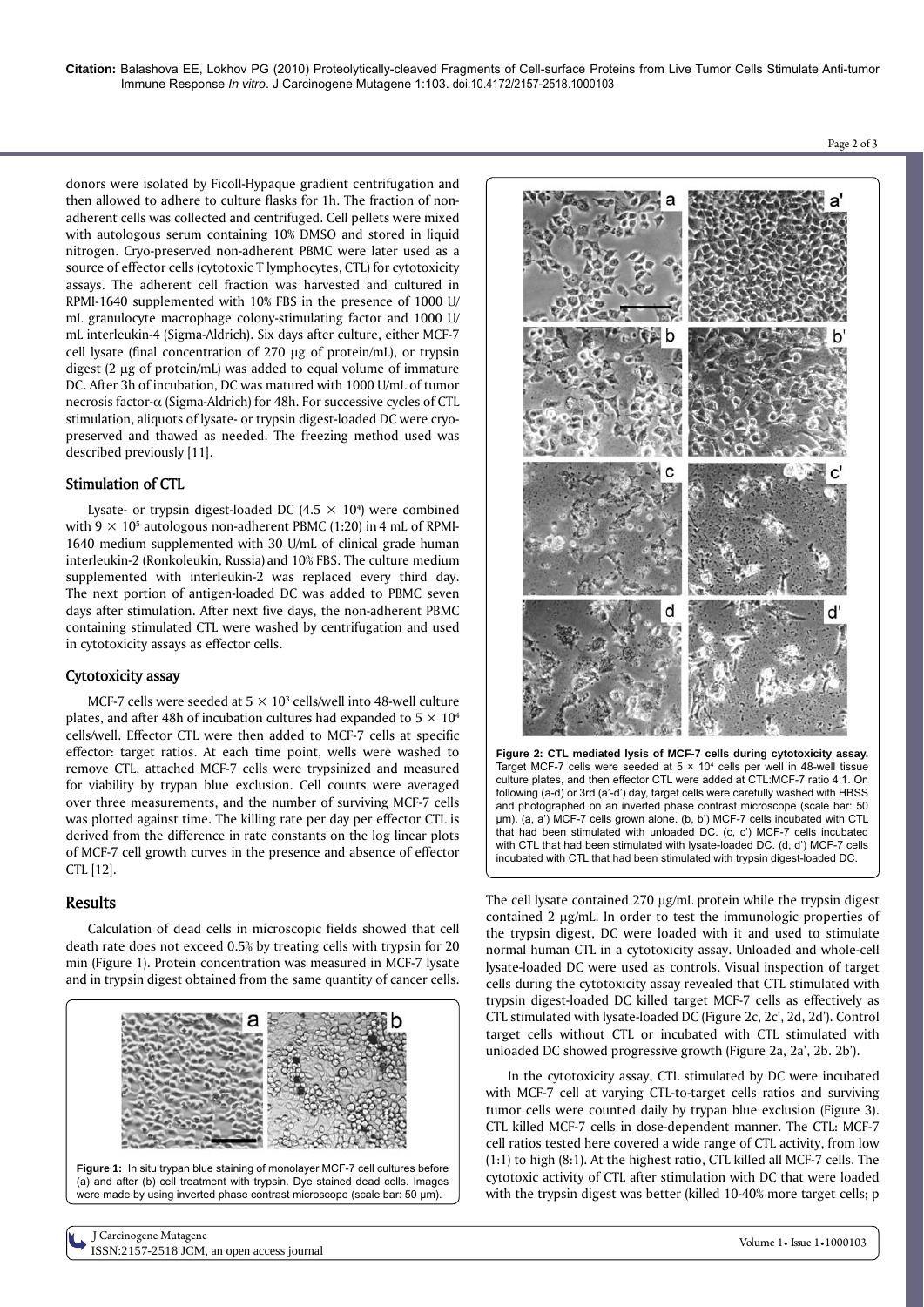donors were isolated by Ficoll-Hypaque gradient centrifugation and then allowed to adhere to culture flasks for 1h. The fraction of non-adherent cells was collected and centrifuged. Cell pellets were mixed with autologous serum containing 10% DMSO and stored in liquid nitrogen. Cryo-preserved non-adherent PBMC were later used as a source of effector cells (cytotoxic T lymphocytes, CTL) for cytotoxicity assays. The adherent cell fraction was harvested and cultured in RPMI-1640 supplemented with 10% FBS in the presence of 1000 U/mL granulocyte macrophage colony-stimulating factor and 1000 U/mL interleukin-4 (Sigma-Aldrich). Six days after culture, either MCF-7 cell lysate (final concentration of 270 μg of protein/mL), or trypsin digest (2 μg of protein/mL) was added to equal volume of immature DC. After 3h of incubation, DC was matured with 1000 U/mL of tumor necrosis factor-α (Sigma-Aldrich) for 48h. For successive cycles of CTL stimulation, aliquots of lysate- or trypsin digest-loaded DC were cryo-preserved and thawed as needed. The freezing method used was described previously [11].

### Stimulation of CTL

Lysate- or trypsin digest-loaded DC ($4.5 \times 10^4$) were combined with $9 \times 10^5$ autologous non-adherent PBMC (1:20) in 4 mL of RPMI-1640 medium supplemented with 30 U/mL of clinical grade human interleukin-2 (Ronkoleukin, Russia) and 10% FBS. The culture medium supplemented with interleukin-2 was replaced every third day. The next portion of antigen-loaded DC was added to PBMC seven days after stimulation. After next five days, the non-adherent PBMC containing stimulated CTL were washed by centrifugation and used in cytotoxicity assays as effector cells.

### Cytotoxicity assay

MCF-7 cells were seeded at $5 \times 10^3$ cells/well into 48-well culture plates, and after 48h of incubation cultures had expanded to $5 \times 10^4$ cells/well. Effector CTL were then added to MCF-7 cells at specific effector: target ratios. At each time point, wells were washed to remove CTL, attached MCF-7 cells were trypsinized and measured for viability by trypan blue exclusion. Cell counts were averaged over three measurements, and the number of surviving MCF-7 cells was plotted against time. The killing rate per day per effector CTL is derived from the difference in rate constants on the log linear plots of MCF-7 cell growth curves in the presence and absence of effector CTL [12].

## Results

Calculation of dead cells in microscopic fields showed that cell death rate does not exceed 0.5% by treating cells with trypsin for 20 min (Figure 1). Protein concentration was measured in MCF-7 lysate and in trypsin digest obtained from the same quantity of cancer cells.

**Figure 1:** In situ trypan blue staining of monolayer MCF-7 cell cultures before (a) and after (b) cell treatment with trypsin. Dye stained dead cells. Images were made by using inverted phase contrast microscope (scale bar: 50 μm).

**Figure 2: CTL mediated lysis of MCF-7 cells during cytotoxicity assay.** Target MCF-7 cells were seeded at $5 \times 10^4$ cells per well in 48-well tissue culture plates, and then effector CTL were added at CTL:MCF-7 ratio 4:1. On following (a-d) or 3rd (a'-d') day, target cells were carefully washed with HBSS and photographed on an inverted phase contrast microscope (scale bar: 50 μm). (a, a') MCF-7 cells grown alone. (b, b') MCF-7 cells incubated with CTL that had been stimulated with unloaded DC. (c, c') MCF-7 cells incubated with CTL that had been stimulated with lysate-loaded DC. (d, d') MCF-7 cells incubated with CTL that had been stimulated with trypsin digest-loaded DC.

The cell lysate contained 270 μg/mL protein while the trypsin digest contained 2 μg/mL. In order to test the immunologic properties of the trypsin digest, DC were loaded with it and used to stimulate normal human CTL in a cytotoxicity assay. Unloaded and whole-cell lysate-loaded DC were used as controls. Visual inspection of target cells during the cytotoxicity assay revealed that CTL stimulated with trypsin digest-loaded DC killed target MCF-7 cells as effectively as CTL stimulated with lysate-loaded DC (Figure 2c, 2c', 2d, 2d'). Control target cells without CTL or incubated with CTL stimulated with unloaded DC showed progressive growth (Figure 2a, 2a', 2b. 2b').

In the cytotoxicity assay, CTL stimulated by DC were incubated with MCF-7 cell at varying CTL-to-target cells ratios and surviving tumor cells were counted daily by trypan blue exclusion (Figure 3). CTL killed MCF-7 cells in dose-dependent manner. The CTL: MCF-7 cell ratios tested here covered a wide range of CTL activity, from low (1:1) to high (8:1). At the highest ratio, CTL killed all MCF-7 cells. The cytotoxic activity of CTL after stimulation with DC that were loaded with the trypsin digest was better (killed 10-40% more target cells; p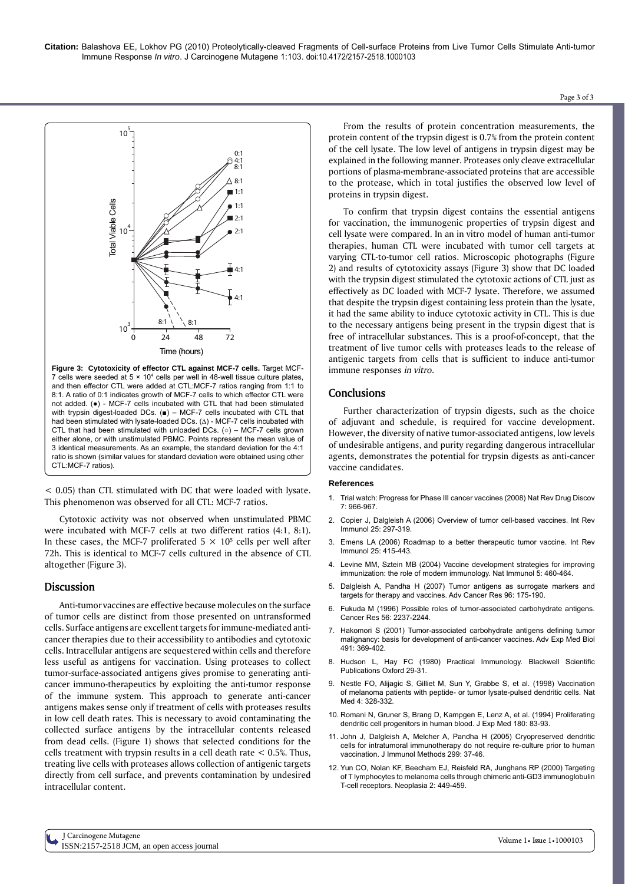10^5

0:1
4:1
8:1

8:1

1:1

1:1

2:1

10^4

2:1

Total Viable Cells

4:1

4:1

8:1

8:1

10^3

0 24 48 72

Time (hours)

**Figure 3: Cytotoxicity of effector CTL against MCF-7 cells.** Target MCF-7 cells were seeded at 5 × 10^4 cells per well in 48-well tissue culture plates, and then effector CTL were added at CTL:MCF-7 ratios ranging from 1:1 to 8:1. A ratio of 0:1 indicates growth of MCF-7 cells to which effector CTL were not added. (●) - MCF-7 cells incubated with CTL that had been stimulated with trypsin digest-loaded DCs. (■) – MCF-7 cells incubated with CTL that had been stimulated with lysate-loaded DCs. (∆) - MCF-7 cells incubated with CTL that had been stimulated with unloaded DCs. (○) – MCF-7 cells grown either alone, or with unstimulated PBMC. Points represent the mean value of 3 identical measurements. As an example, the standard deviation for the 4:1 ratio is shown (similar values for standard deviation were obtained using other CTL:MCF-7 ratios).

$< 0.05$) than CTL stimulated with DC that were loaded with lysate. This phenomenon was observed for all CTL: MCF-7 ratios.

Cytotoxic activity was not observed when unstimulated PBMC were incubated with MCF-7 cells at two different ratios (4:1, 8:1). In these cases, the MCF-7 proliferated $5 \times 10^5$ cells per well after 72h. This is identical to MCF-7 cells cultured in the absence of CTL altogether (Figure 3).

## Discussion

Anti-tumor vaccines are effective because molecules on the surface of tumor cells are distinct from those presented on untransformed cells. Surface antigens are excellent targets for immune-mediated anti-cancer therapies due to their accessibility to antibodies and cytotoxic cells. Intracellular antigens are sequestered within cells and therefore less useful as antigens for vaccination. Using proteases to collect tumor-surface-associated antigens gives promise to generating anti-cancer immuno-therapeutics by exploiting the anti-tumor response of the immune system. This approach to generate anti-cancer antigens makes sense only if treatment of cells with proteases results in low cell death rates. This is necessary to avoid contaminating the collected surface antigens by the intracellular contents released from dead cells. (Figure 1) shows that selected conditions for the cells treatment with trypsin results in a cell death rate $< 0.5\%$. Thus, treating live cells with proteases allows collection of antigenic targets directly from cell surface, and prevents contamination by undesired intracellular content.

From the results of protein concentration measurements, the protein content of the trypsin digest is 0.7% from the protein content of the cell lysate. The low level of antigens in trypsin digest may be explained in the following manner. Proteases only cleave extracellular portions of plasma-membrane-associated proteins that are accessible to the protease, which in total justifies the observed low level of proteins in trypsin digest.

To confirm that trypsin digest contains the essential antigens for vaccination, the immunogenic properties of trypsin digest and cell lysate were compared. In an in vitro model of human anti-tumor therapies, human CTL were incubated with tumor cell targets at varying CTL-to-tumor cell ratios. Microscopic photographs (Figure 2) and results of cytotoxicity assays (Figure 3) show that DC loaded with the trypsin digest stimulated the cytotoxic actions of CTL just as effectively as DC loaded with MCF-7 lysate. Therefore, we assumed that despite the trypsin digest containing less protein than the lysate, it had the same ability to induce cytotoxic activity in CTL. This is due to the necessary antigens being present in the trypsin digest that is free of intracellular substances. This is a proof-of-concept, that the treatment of live tumor cells with proteases leads to the release of antigenic targets from cells that is sufficient to induce anti-tumor immune responses *in vitro*.

## Conclusions

Further characterization of trypsin digests, such as the choice of adjuvant and schedule, is required for vaccine development. However, the diversity of native tumor-associated antigens, low levels of undesirable antigens, and purity regarding dangerous intracellular agents, demonstrates the potential for trypsin digests as anti-cancer vaccine candidates.

### References

1. Trial watch: Progress for Phase III cancer vaccines (2008) Nat Rev Drug Discov 7: 966-967.
2. Copier J, Dalgleish A (2006) Overview of tumor cell-based vaccines. Int Rev Immunol 25: 297-319.
3. Emens LA (2006) Roadmap to a better therapeutic tumor vaccine. Int Rev Immunol 25: 415-443.
4. Levine MM, Sztein MB (2004) Vaccine development strategies for improving immunization: the role of modern immunology. Nat Immunol 5: 460-464.
5. Dalgleish A, Pandha H (2007) Tumor antigens as surrogate markers and targets for therapy and vaccines. Adv Cancer Res 96: 175-190.
6. Fukuda M (1996) Possible roles of tumor-associated carbohydrate antigens. Cancer Res 56: 2237-2244.
7. Hakomori S (2001) Tumor-associated carbohydrate antigens defining tumor malignancy: basis for development of anti-cancer vaccines. Adv Exp Med Biol 491: 369-402.
8. Hudson L, Hay FC (1980) Practical Immunology. Blackwell Scientific Publications Oxford 29-31.
9. Nestle FO, Alijagic S, Gilliet M, Sun Y, Grabbe S, et al. (1998) Vaccination of melanoma patients with peptide- or tumor lysate-pulsed dendritic cells. Nat Med 4: 328-332.
10. Romani N, Gruner S, Brang D, Kampgen E, Lenz A, et al. (1994) Proliferating dendritic cell progenitors in human blood. J Exp Med 180: 83-93.
11. John J, Dalgleish A, Melcher A, Pandha H (2005) Cryopreserved dendritic cells for intratumoral immunotherapy do not require re-culture prior to human vaccination. J Immunol Methods 299: 37-46.
12. Yun CO, Nolan KF, Beecham EJ, Reisfeld RA, Junghans RP (2000) Targeting of T lymphocytes to melanoma cells through chimeric anti-GD3 immunoglobulin T-cell receptors. Neoplasia 2: 449-459.